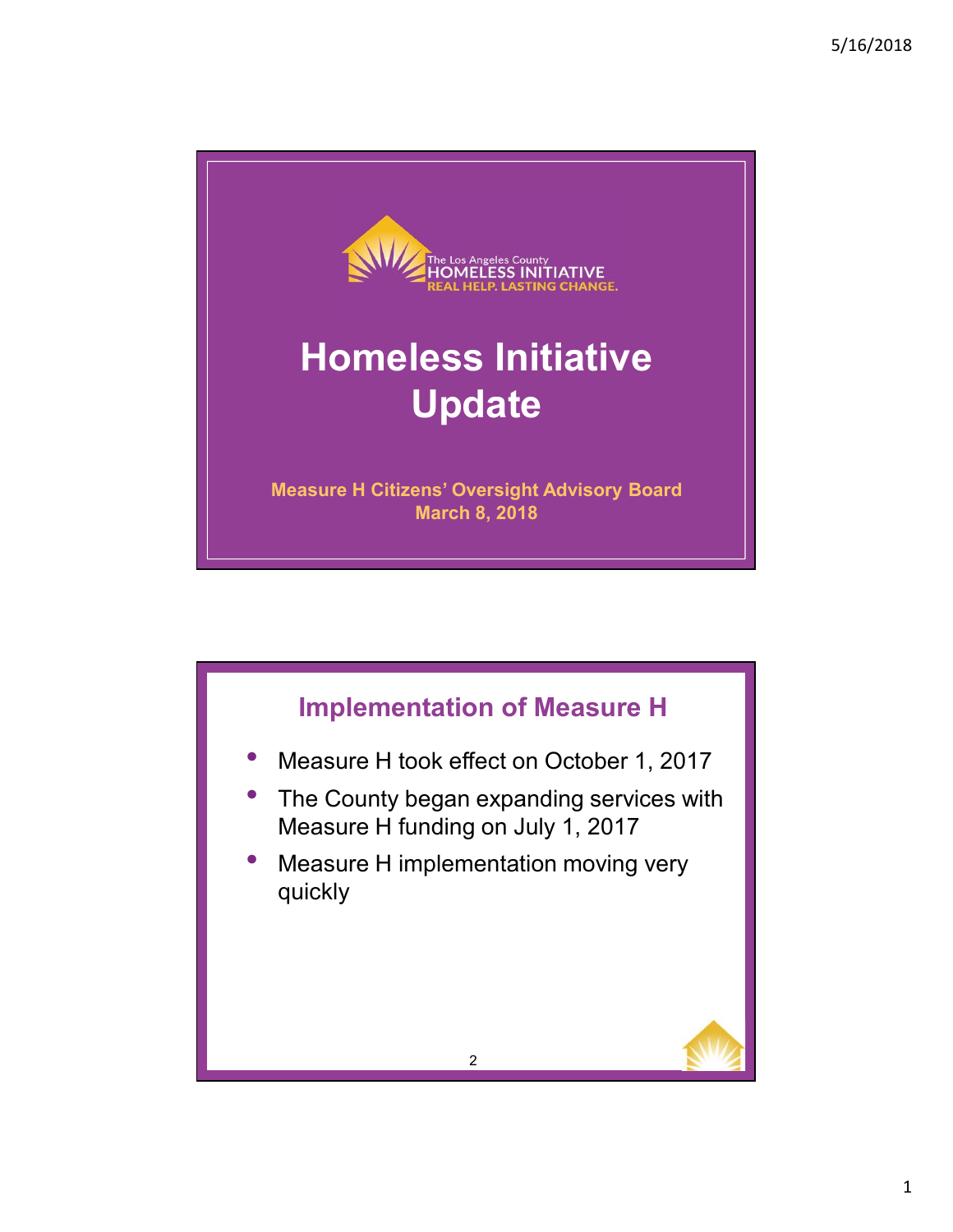The Los Angeles County
HOMELESS INITIATIVE
REAL HELP. LASTING CHANGE.

# Homeless Initiative Update

**Measure H Citizens' Oversight Advisory Board**
**March 8, 2018**

## Implementation of Measure H

- Measure H took effect on October 1, 2017
- The County began expanding services with Measure H funding on July 1, 2017
- Measure H implementation moving very quickly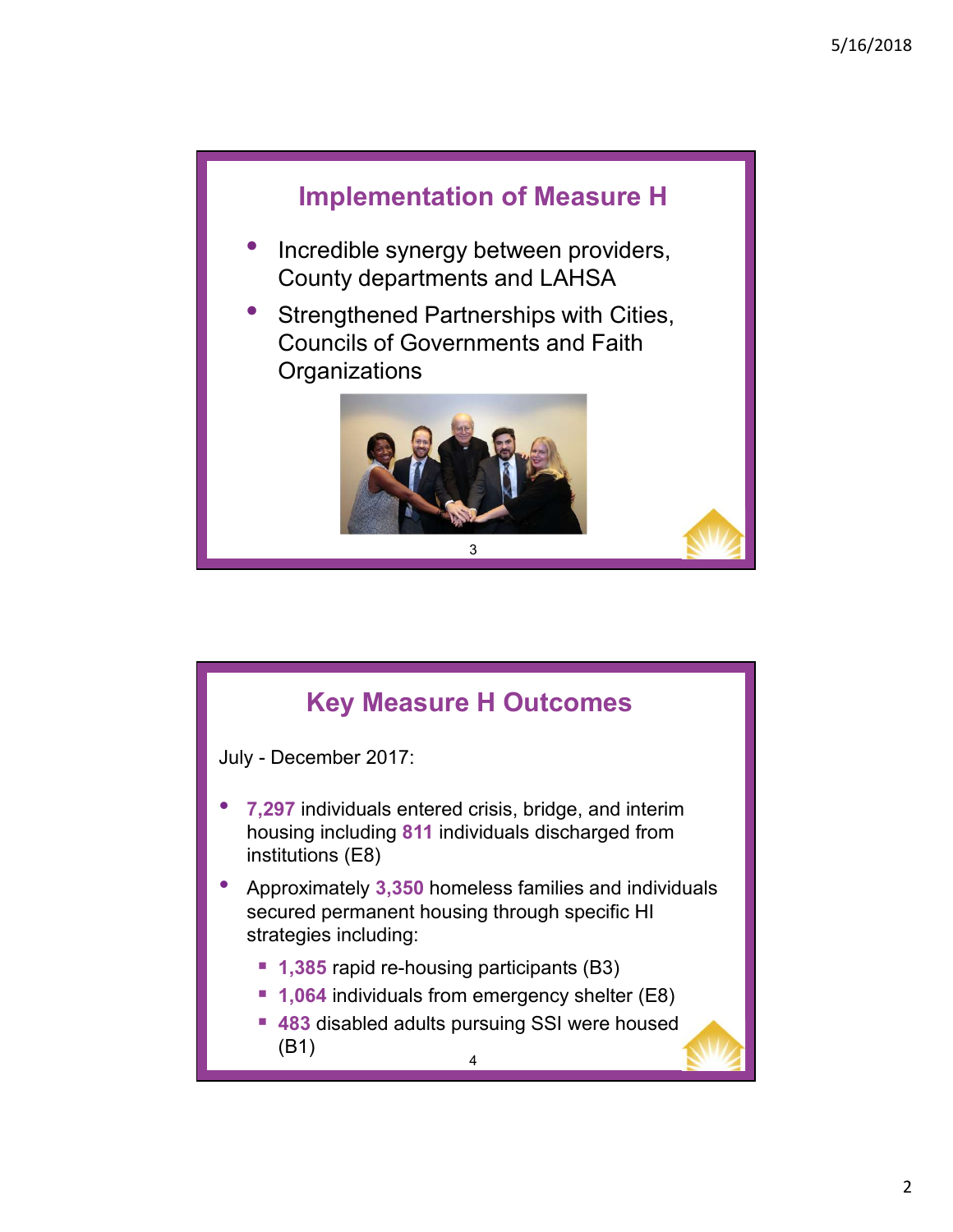## Implementation of Measure H

- Incredible synergy between providers, County departments and LAHSA
- Strengthened Partnerships with Cities, Councils of Governments and Faith Organizations

## Key Measure H Outcomes

July - December 2017:

- **7,297** individuals entered crisis, bridge, and interim housing including **811** individuals discharged from institutions (E8)
- Approximately **3,350** homeless families and individuals secured permanent housing through specific HI strategies including:
  - **1,385** rapid re-housing participants (B3)
  - **1,064** individuals from emergency shelter (E8)
  - **483** disabled adults pursuing SSI were housed (B1)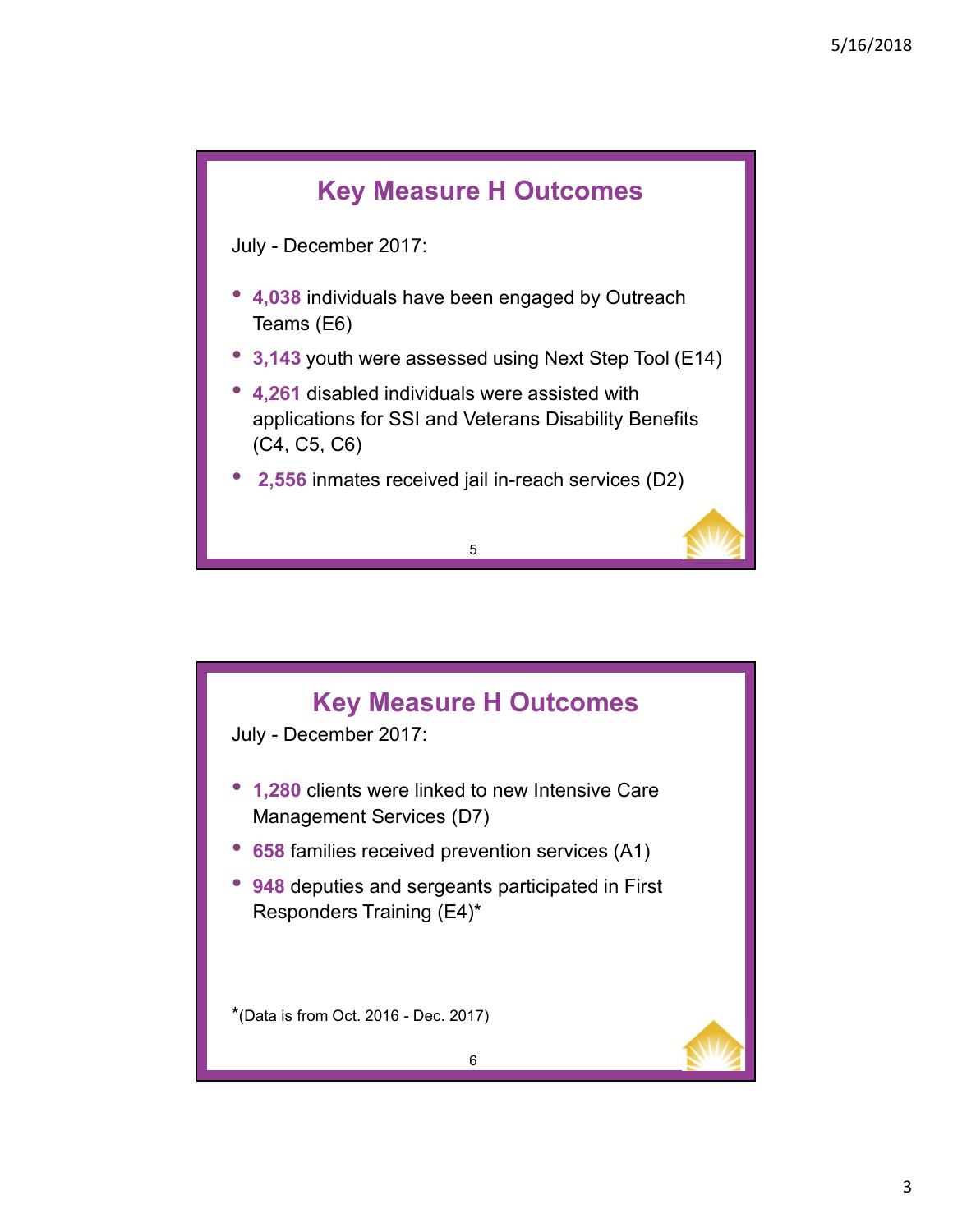## Key Measure H Outcomes

July - December 2017:

- **4,038** individuals have been engaged by Outreach Teams (E6)
- **3,143** youth were assessed using Next Step Tool (E14)
- **4,261** disabled individuals were assisted with applications for SSI and Veterans Disability Benefits (C4, C5, C6)
- **2,556** inmates received jail in-reach services (D2)

## Key Measure H Outcomes

July - December 2017:

- **1,280** clients were linked to new Intensive Care Management Services (D7)
- **658** families received prevention services (A1)
- **948** deputies and sergeants participated in First Responders Training (E4)*

*(Data is from Oct. 2016 - Dec. 2017)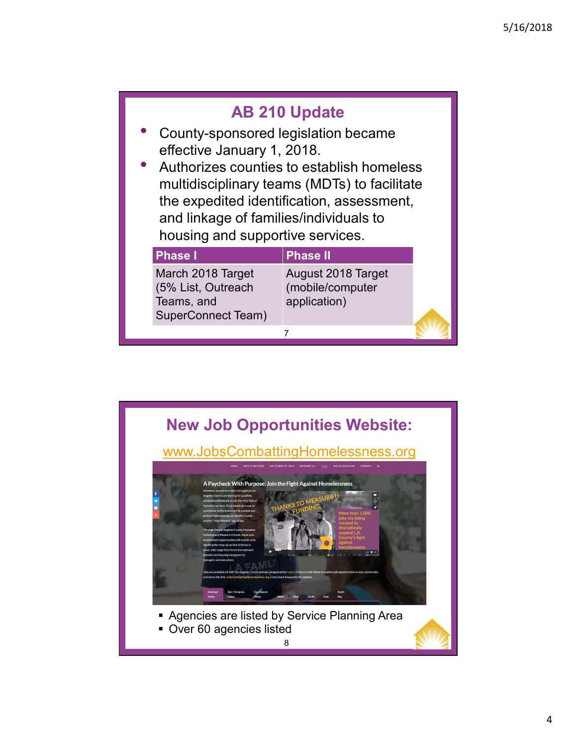## AB 210 Update

- County-sponsored legislation became effective January 1, 2018.
- Authorizes counties to establish homeless multidisciplinary teams (MDTs) to facilitate the expedited identification, assessment, and linkage of families/individuals to housing and supportive services.

| Phase I | Phase II |
|---|---|
| March 2018 Target (5% List, Outreach Teams, and SuperConnect Team) | August 2018 Target (mobile/computer application) |

## New Job Opportunities Website:

www.JobsCombattingHomelessness.org

- Agencies are listed by Service Planning Area
- Over 60 agencies listed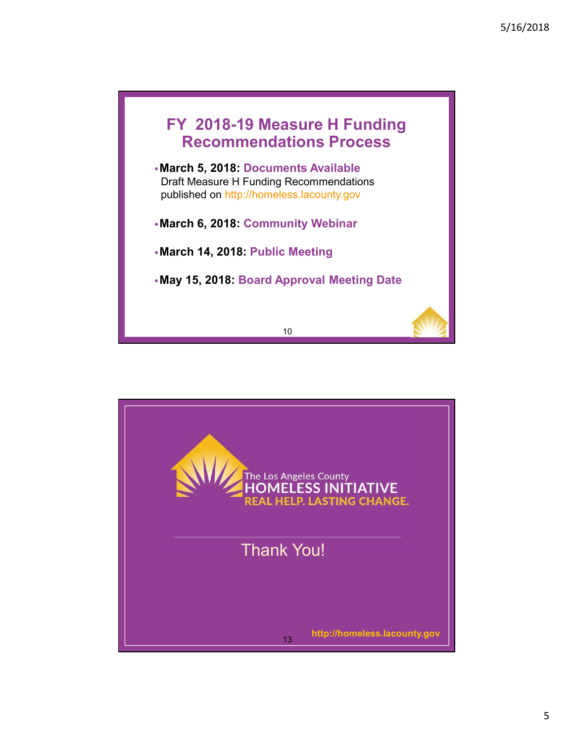## FY 2018-19 Measure H Funding Recommendations Process

- **March 5, 2018: Documents Available**
  Draft Measure H Funding Recommendations published on http://homeless.lacounty.gov
- **March 6, 2018: Community Webinar**
- **March 14, 2018: Public Meeting**
- **May 15, 2018: Board Approval Meeting Date**

The Los Angeles County
**HOMELESS INITIATIVE**
**REAL HELP. LASTING CHANGE.**

Thank You!

http://homeless.lacounty.gov